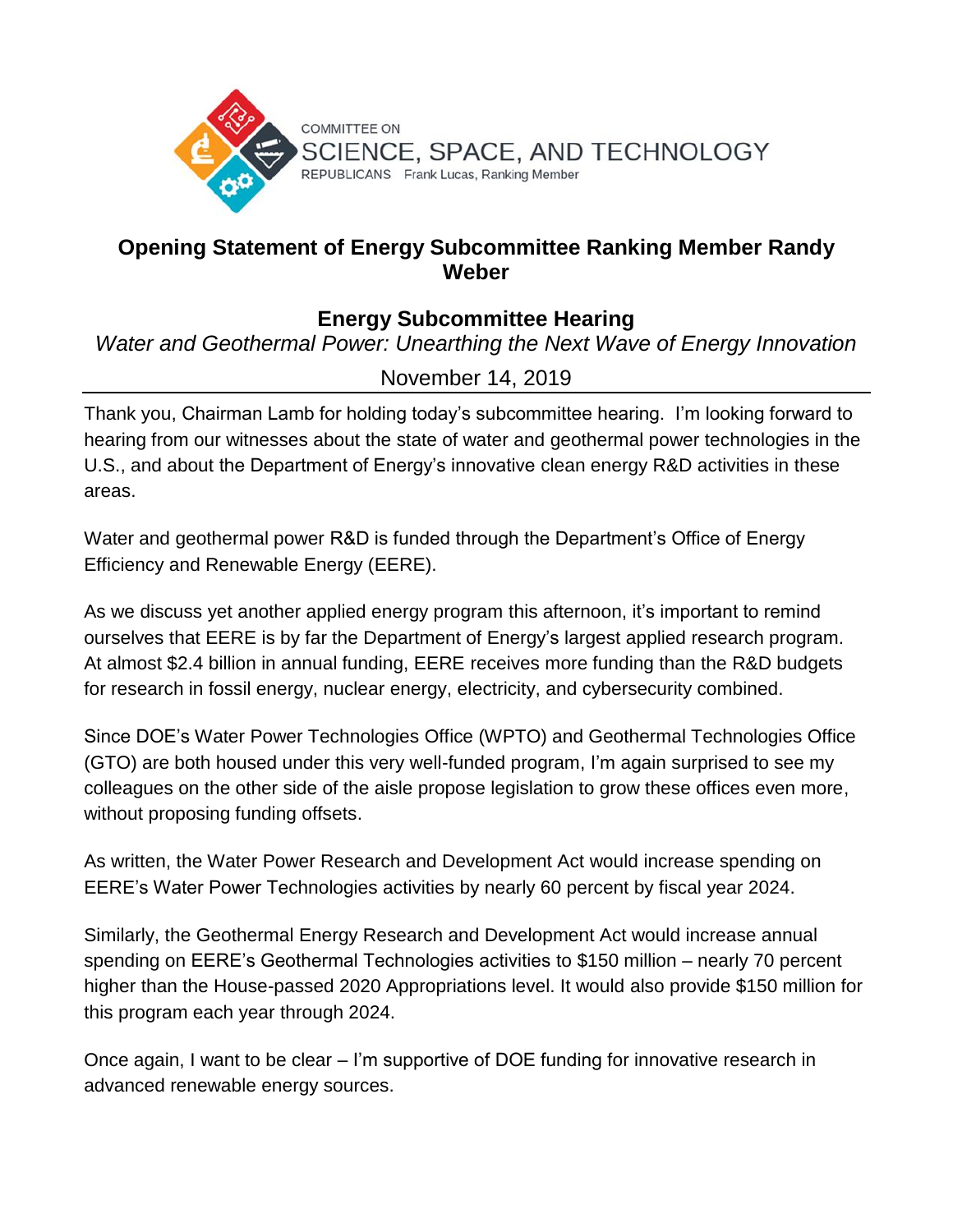COMMITTEE ON
SCIENCE, SPACE, AND TECHNOLOGY
REPUBLICANS Frank Lucas, Ranking Member

# Opening Statement of Energy Subcommittee Ranking Member Randy Weber

## Energy Subcommittee Hearing

*Water and Geothermal Power: Unearthing the Next Wave of Energy Innovation*

November 14, 2019

---

Thank you, Chairman Lamb for holding today's subcommittee hearing. I'm looking forward to hearing from our witnesses about the state of water and geothermal power technologies in the U.S., and about the Department of Energy's innovative clean energy R&D activities in these areas.

Water and geothermal power R&D is funded through the Department's Office of Energy Efficiency and Renewable Energy (EERE).

As we discuss yet another applied energy program this afternoon, it's important to remind ourselves that EERE is by far the Department of Energy's largest applied research program. At almost $2.4 billion in annual funding, EERE receives more funding than the R&D budgets for research in fossil energy, nuclear energy, electricity, and cybersecurity combined.

Since DOE's Water Power Technologies Office (WPTO) and Geothermal Technologies Office (GTO) are both housed under this very well-funded program, I'm again surprised to see my colleagues on the other side of the aisle propose legislation to grow these offices even more, without proposing funding offsets.

As written, the Water Power Research and Development Act would increase spending on EERE's Water Power Technologies activities by nearly 60 percent by fiscal year 2024.

Similarly, the Geothermal Energy Research and Development Act would increase annual spending on EERE's Geothermal Technologies activities to $150 million – nearly 70 percent higher than the House-passed 2020 Appropriations level. It would also provide $150 million for this program each year through 2024.

Once again, I want to be clear – I'm supportive of DOE funding for innovative research in advanced renewable energy sources.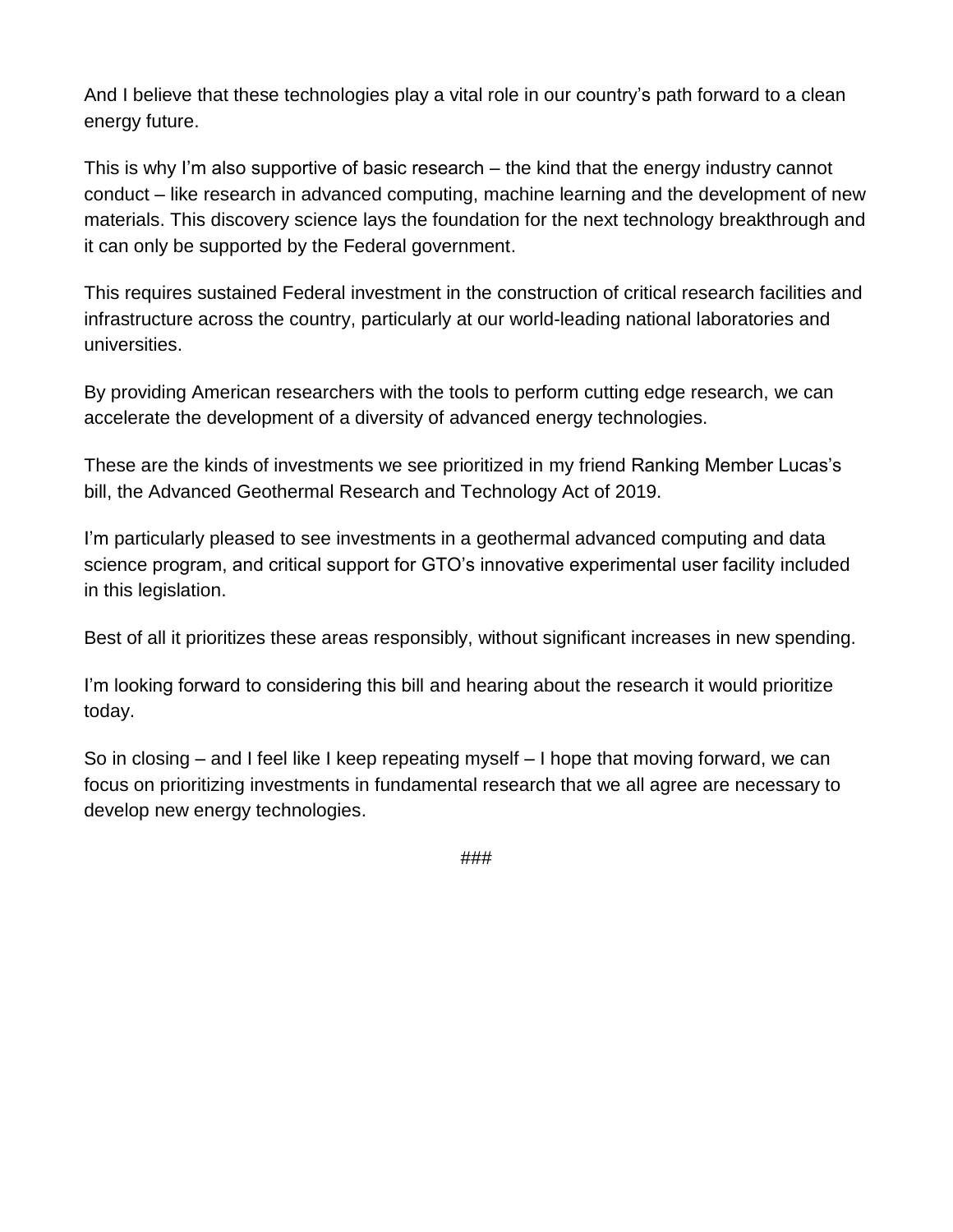And I believe that these technologies play a vital role in our country's path forward to a clean energy future.

This is why I'm also supportive of basic research – the kind that the energy industry cannot conduct – like research in advanced computing, machine learning and the development of new materials. This discovery science lays the foundation for the next technology breakthrough and it can only be supported by the Federal government.

This requires sustained Federal investment in the construction of critical research facilities and infrastructure across the country, particularly at our world-leading national laboratories and universities.

By providing American researchers with the tools to perform cutting edge research, we can accelerate the development of a diversity of advanced energy technologies.

These are the kinds of investments we see prioritized in my friend Ranking Member Lucas's bill, the Advanced Geothermal Research and Technology Act of 2019.

I'm particularly pleased to see investments in a geothermal advanced computing and data science program, and critical support for GTO's innovative experimental user facility included in this legislation.

Best of all it prioritizes these areas responsibly, without significant increases in new spending.

I'm looking forward to considering this bill and hearing about the research it would prioritize today.

So in closing – and I feel like I keep repeating myself – I hope that moving forward, we can focus on prioritizing investments in fundamental research that we all agree are necessary to develop new energy technologies.

###